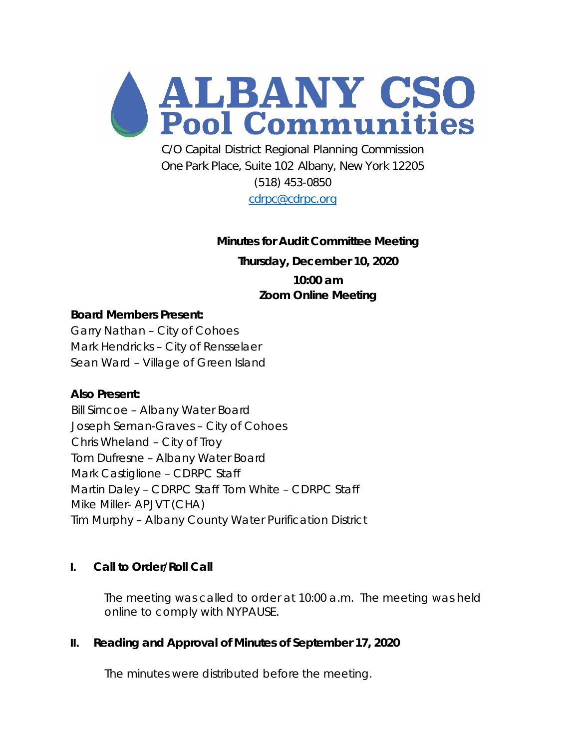# ALBANY CSO Pool Communities

C/O Capital District Regional Planning Commission
One Park Place, Suite 102 Albany, New York 12205
(518) 453-0850
cdrpc@cdrpc.org

**Minutes for Audit Committee Meeting**

**Thursday, December 10, 2020**

**10:00 am**

**Zoom Online Meeting**

**Board Members Present:**

Garry Nathan – City of Cohoes
Mark Hendricks – City of Rensselaer
Sean Ward – Village of Green Island

**Also Present:**

Bill Simcoe – Albany Water Board
Joseph Seman-Graves – City of Cohoes
Chris Wheland – City of Troy
Tom Dufresne – Albany Water Board
Mark Castiglione – CDRPC Staff
Martin Daley – CDRPC Staff Tom White – CDRPC Staff
Mike Miller- APJVT (CHA)
Tim Murphy – Albany County Water Purification District

## I. Call to Order/Roll Call

The meeting was called to order at 10:00 a.m. The meeting was held online to comply with NYPAUSE.

## II. Reading and Approval of Minutes of September 17, 2020

The minutes were distributed before the meeting.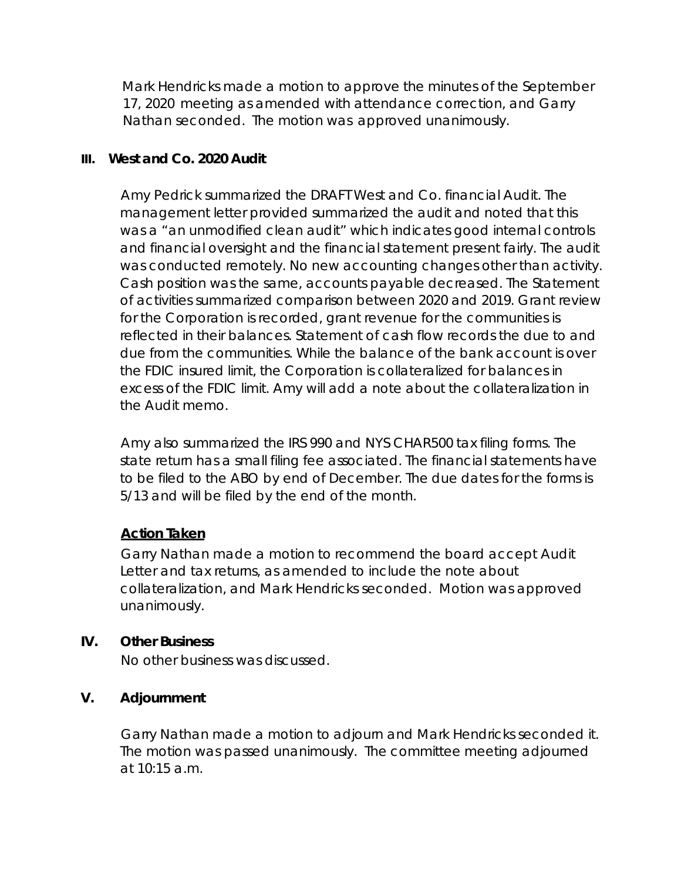Mark Hendricks made a motion to approve the minutes of the September 17, 2020 meeting as amended with attendance correction, and Garry Nathan seconded. The motion was approved unanimously.

## III. West and Co. 2020 Audit

Amy Pedrick summarized the DRAFT West and Co. financial Audit. The management letter provided summarized the audit and noted that this was a "an unmodified clean audit" which indicates good internal controls and financial oversight and the financial statement present fairly. The audit was conducted remotely. No new accounting changes other than activity. Cash position was the same, accounts payable decreased. The Statement of activities summarized comparison between 2020 and 2019. Grant review for the Corporation is recorded, grant revenue for the communities is reflected in their balances. Statement of cash flow records the due to and due from the communities. While the balance of the bank account is over the FDIC insured limit, the Corporation is collateralized for balances in excess of the FDIC limit. Amy will add a note about the collateralization in the Audit memo.

Amy also summarized the IRS 990 and NYS CHAR500 tax filing forms. The state return has a small filing fee associated. The financial statements have to be filed to the ABO by end of December. The due dates for the forms is 5/13 and will be filed by the end of the month.

**Action Taken**

Garry Nathan made a motion to recommend the board accept Audit Letter and tax returns, as amended to include the note about collateralization, and Mark Hendricks seconded. Motion was approved unanimously.

## IV. Other Business

No other business was discussed.

## V. Adjournment

Garry Nathan made a motion to adjourn and Mark Hendricks seconded it. The motion was passed unanimously. The committee meeting adjourned at 10:15 a.m.